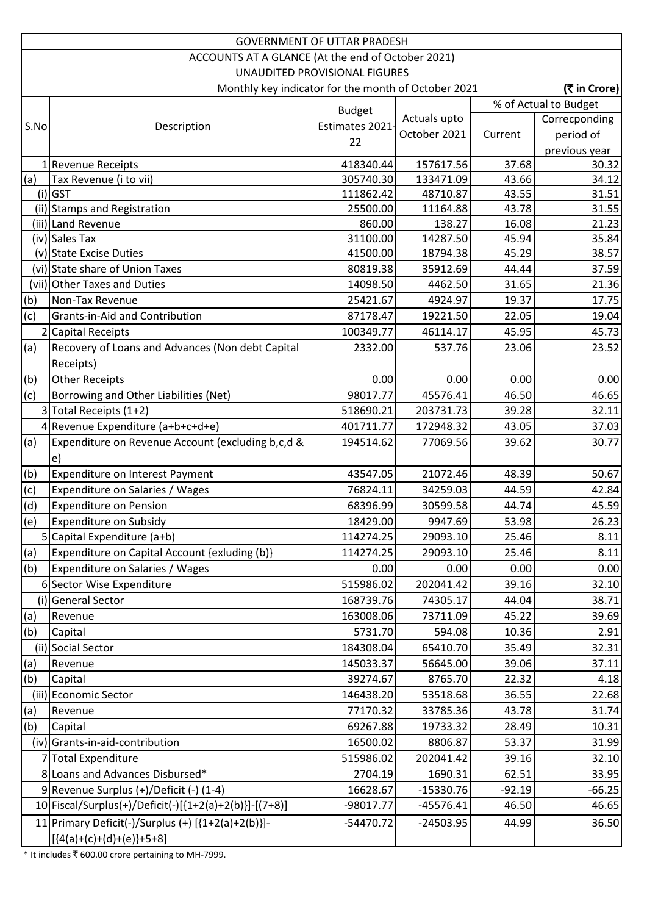| GOVERNMENT OF UTTAR PRADESH | | | | | |
|---|---|---|---|---|---|
| ACCOUNTS AT A GLANCE (At the end of October 2021) | | | | | |
| UNAUDITED PROVISIONAL FIGURES | | | | | |
| Monthly key indicator for the month of October 2021 | | | | | (₹ in Crore) |
| S.No | Description | Budget Estimates 2021-22 | Actuals upto October 2021 | % of Actual to Budget | |
| | | | | Current | Correcponding period of previous year |
| 1 | Revenue Receipts | 418340.44 | 157617.56 | 37.68 | 30.32 |
| (a) | Tax Revenue (i to vii) | 305740.30 | 133471.09 | 43.66 | 34.12 |
| (i) | GST | 111862.42 | 48710.87 | 43.55 | 31.51 |
| (ii) | Stamps and Registration | 25500.00 | 11164.88 | 43.78 | 31.55 |
| (iii) | Land Revenue | 860.00 | 138.27 | 16.08 | 21.23 |
| (iv) | Sales Tax | 31100.00 | 14287.50 | 45.94 | 35.84 |
| (v) | State Excise Duties | 41500.00 | 18794.38 | 45.29 | 38.57 |
| (vi) | State share of Union Taxes | 80819.38 | 35912.69 | 44.44 | 37.59 |
| (vii) | Other Taxes and Duties | 14098.50 | 4462.50 | 31.65 | 21.36 |
| (b) | Non-Tax Revenue | 25421.67 | 4924.97 | 19.37 | 17.75 |
| (c) | Grants-in-Aid and Contribution | 87178.47 | 19221.50 | 22.05 | 19.04 |
| 2 | Capital Receipts | 100349.77 | 46114.17 | 45.95 | 45.73 |
| (a) | Recovery of Loans and Advances (Non debt Capital Receipts) | 2332.00 | 537.76 | 23.06 | 23.52 |
| (b) | Other Receipts | 0.00 | 0.00 | 0.00 | 0.00 |
| (c) | Borrowing and Other Liabilities (Net) | 98017.77 | 45576.41 | 46.50 | 46.65 |
| 3 | Total Receipts (1+2) | 518690.21 | 203731.73 | 39.28 | 32.11 |
| 4 | Revenue Expenditure (a+b+c+d+e) | 401711.77 | 172948.32 | 43.05 | 37.03 |
| (a) | Expenditure on Revenue Account (excluding b,c,d & e) | 194514.62 | 77069.56 | 39.62 | 30.77 |
| (b) | Expenditure on Interest Payment | 43547.05 | 21072.46 | 48.39 | 50.67 |
| (c) | Expenditure on Salaries / Wages | 76824.11 | 34259.03 | 44.59 | 42.84 |
| (d) | Expenditure on Pension | 68396.99 | 30599.58 | 44.74 | 45.59 |
| (e) | Expenditure on Subsidy | 18429.00 | 9947.69 | 53.98 | 26.23 |
| 5 | Capital Expenditure (a+b) | 114274.25 | 29093.10 | 25.46 | 8.11 |
| (a) | Expenditure on Capital Account {exluding (b)} | 114274.25 | 29093.10 | 25.46 | 8.11 |
| (b) | Expenditure on Salaries / Wages | 0.00 | 0.00 | 0.00 | 0.00 |
| 6 | Sector Wise Expenditure | 515986.02 | 202041.42 | 39.16 | 32.10 |
| (i) | General Sector | 168739.76 | 74305.17 | 44.04 | 38.71 |
| (a) | Revenue | 163008.06 | 73711.09 | 45.22 | 39.69 |
| (b) | Capital | 5731.70 | 594.08 | 10.36 | 2.91 |
| (ii) | Social Sector | 184308.04 | 65410.70 | 35.49 | 32.31 |
| (a) | Revenue | 145033.37 | 56645.00 | 39.06 | 37.11 |
| (b) | Capital | 39274.67 | 8765.70 | 22.32 | 4.18 |
| (iii) | Economic Sector | 146438.20 | 53518.68 | 36.55 | 22.68 |
| (a) | Revenue | 77170.32 | 33785.36 | 43.78 | 31.74 |
| (b) | Capital | 69267.88 | 19733.32 | 28.49 | 10.31 |
| (iv) | Grants-in-aid-contribution | 16500.02 | 8806.87 | 53.37 | 31.99 |
| 7 | Total Expenditure | 515986.02 | 202041.42 | 39.16 | 32.10 |
| 8 | Loans and Advances Disbursed* | 2704.19 | 1690.31 | 62.51 | 33.95 |
| 9 | Revenue Surplus (+)/Deficit (-) (1-4) | 16628.67 | -15330.76 | -92.19 | -66.25 |
| 10 | Fiscal/Surplus(+)/Deficit(-)[{1+2(a)+2(b)}]-[(7+8)] | -98017.77 | -45576.41 | 46.50 | 46.65 |
| 11 | Primary Deficit(-)/Surplus (+) [{1+2(a)+2(b)}]-[{4(a)+(c)+(d)+(e)}+5+8] | -54470.72 | -24503.95 | 44.99 | 36.50 |

* It includes ₹ 600.00 crore pertaining to MH-7999.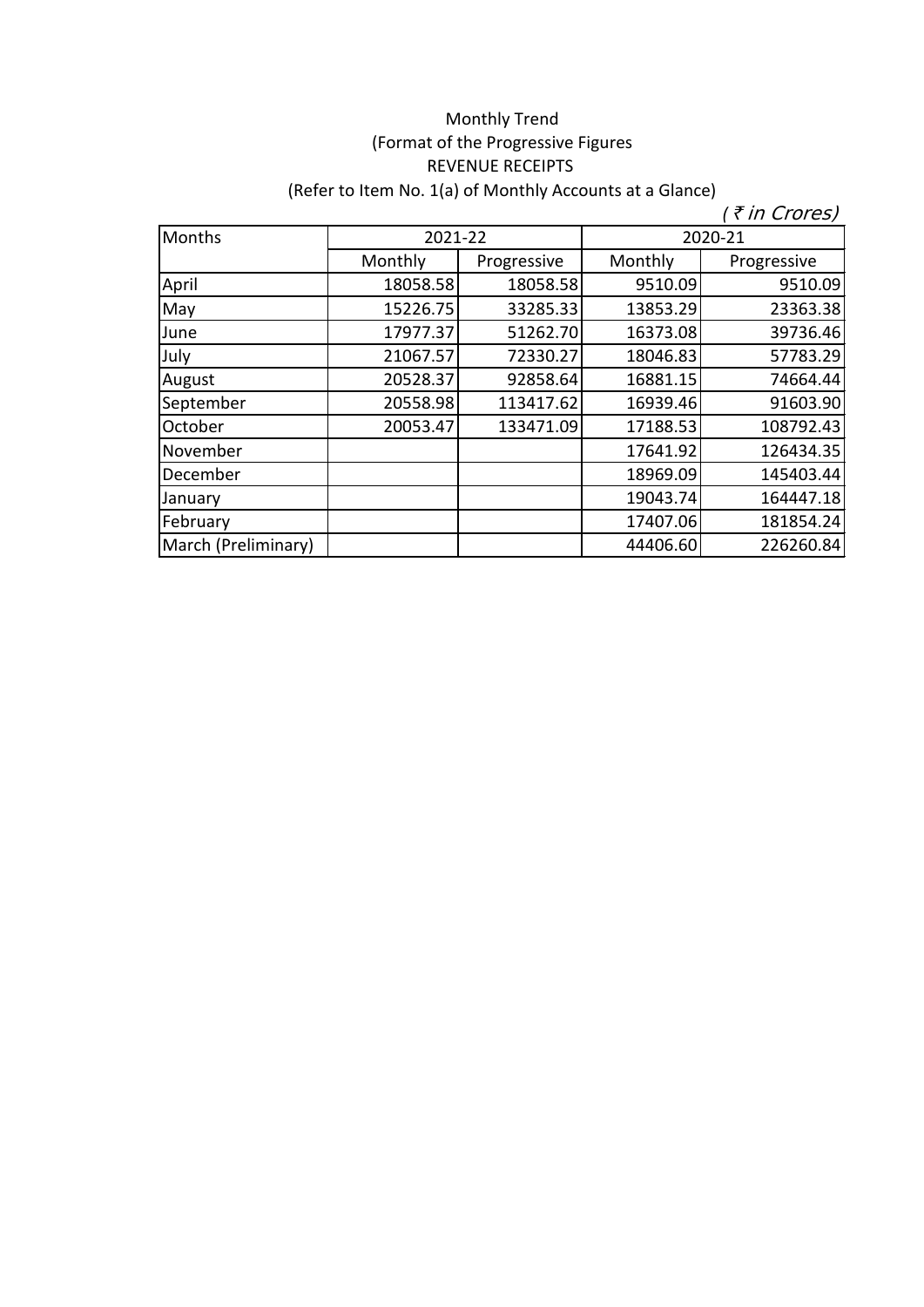Monthly Trend

(Format of the Progressive Figures

REVENUE RECEIPTS

(Refer to Item No. 1(a) of Monthly Accounts at a Glance)

*( ₹ in Crores)*

| Months | 2021-22 | | 2020-21 | |
|---|---|---|---|---|
| | Monthly | Progressive | Monthly | Progressive |
| April | 18058.58 | 18058.58 | 9510.09 | 9510.09 |
| May | 15226.75 | 33285.33 | 13853.29 | 23363.38 |
| June | 17977.37 | 51262.70 | 16373.08 | 39736.46 |
| July | 21067.57 | 72330.27 | 18046.83 | 57783.29 |
| August | 20528.37 | 92858.64 | 16881.15 | 74664.44 |
| September | 20558.98 | 113417.62 | 16939.46 | 91603.90 |
| October | 20053.47 | 133471.09 | 17188.53 | 108792.43 |
| November | | | 17641.92 | 126434.35 |
| December | | | 18969.09 | 145403.44 |
| January | | | 19043.74 | 164447.18 |
| February | | | 17407.06 | 181854.24 |
| March (Preliminary) | | | 44406.60 | 226260.84 |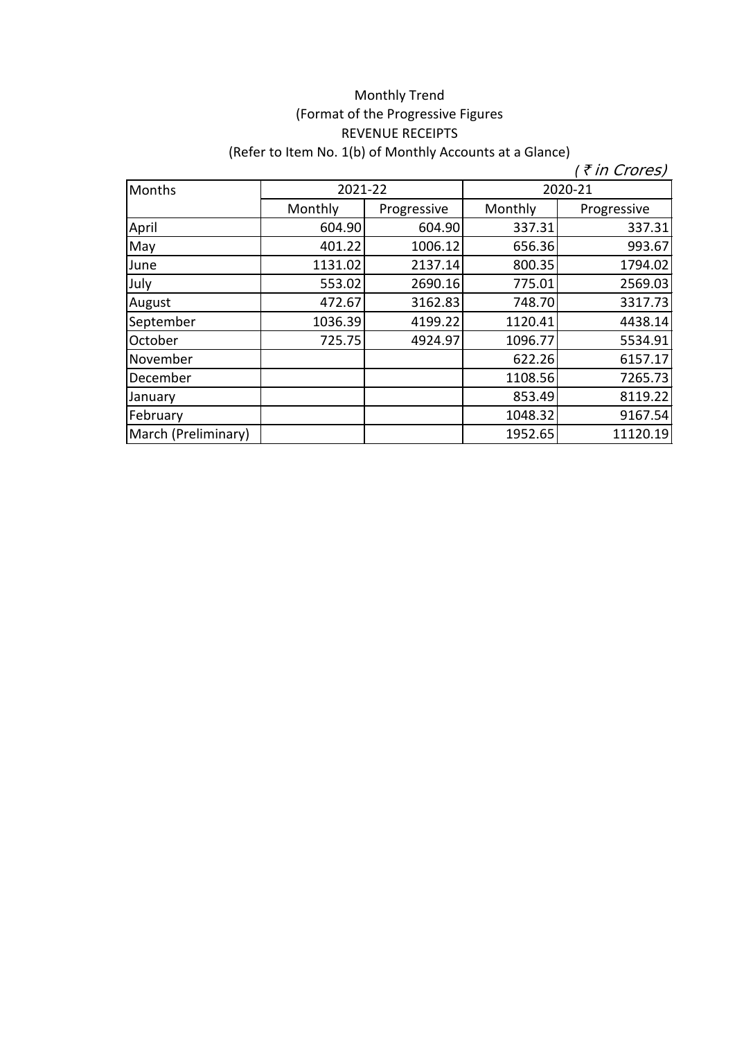Monthly Trend

(Format of the Progressive Figures

REVENUE RECEIPTS

(Refer to Item No. 1(b) of Monthly Accounts at a Glance)

*( ₹ in Crores)*

| Months | 2021-22 | | 2020-21 | |
|---|---|---|---|---|
| | Monthly | Progressive | Monthly | Progressive |
| April | 604.90 | 604.90 | 337.31 | 337.31 |
| May | 401.22 | 1006.12 | 656.36 | 993.67 |
| June | 1131.02 | 2137.14 | 800.35 | 1794.02 |
| July | 553.02 | 2690.16 | 775.01 | 2569.03 |
| August | 472.67 | 3162.83 | 748.70 | 3317.73 |
| September | 1036.39 | 4199.22 | 1120.41 | 4438.14 |
| October | 725.75 | 4924.97 | 1096.77 | 5534.91 |
| November | | | 622.26 | 6157.17 |
| December | | | 1108.56 | 7265.73 |
| January | | | 853.49 | 8119.22 |
| February | | | 1048.32 | 9167.54 |
| March (Preliminary) | | | 1952.65 | 11120.19 |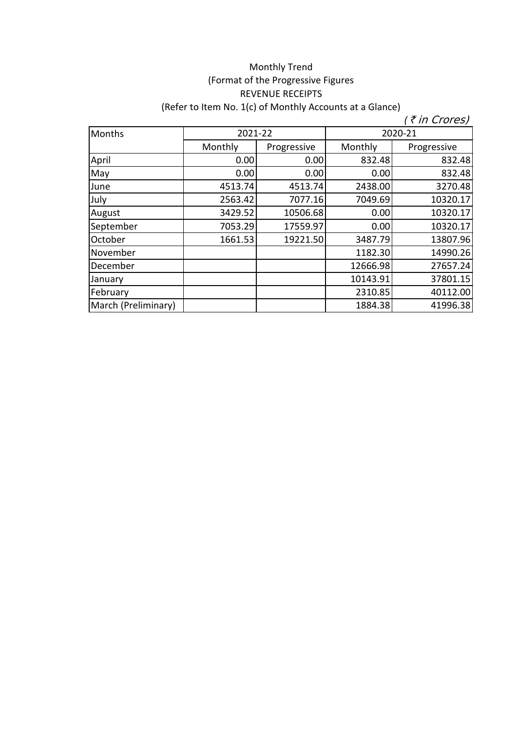Monthly Trend

(Format of the Progressive Figures

REVENUE RECEIPTS

(Refer to Item No. 1(c) of Monthly Accounts at a Glance)

*( ₹ in Crores)*

| Months | 2021-22 | | 2020-21 | |
|---|---|---|---|---|
| | Monthly | Progressive | Monthly | Progressive |
| April | 0.00 | 0.00 | 832.48 | 832.48 |
| May | 0.00 | 0.00 | 0.00 | 832.48 |
| June | 4513.74 | 4513.74 | 2438.00 | 3270.48 |
| July | 2563.42 | 7077.16 | 7049.69 | 10320.17 |
| August | 3429.52 | 10506.68 | 0.00 | 10320.17 |
| September | 7053.29 | 17559.97 | 0.00 | 10320.17 |
| October | 1661.53 | 19221.50 | 3487.79 | 13807.96 |
| November | | | 1182.30 | 14990.26 |
| December | | | 12666.98 | 27657.24 |
| January | | | 10143.91 | 37801.15 |
| February | | | 2310.85 | 40112.00 |
| March (Preliminary) | | | 1884.38 | 41996.38 |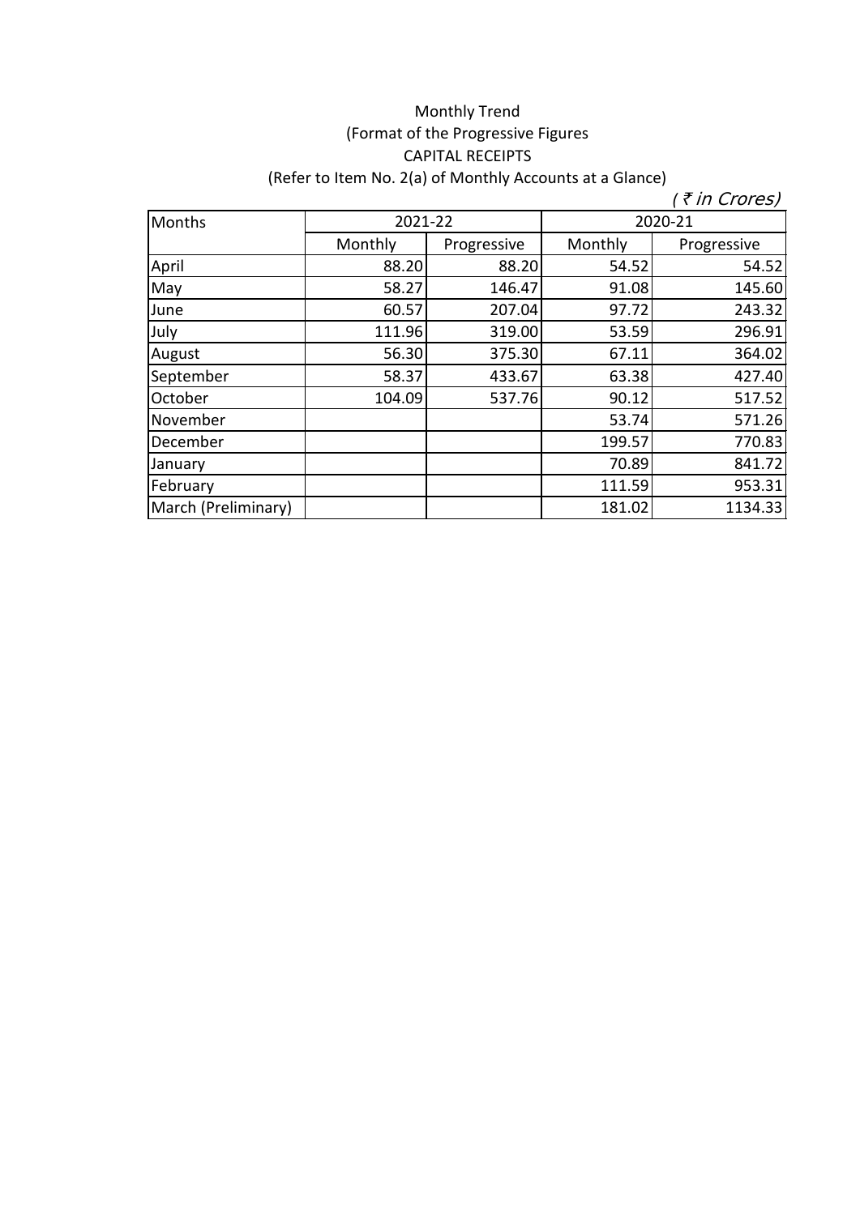Monthly Trend
(Format of the Progressive Figures
CAPITAL RECEIPTS
(Refer to Item No. 2(a) of Monthly Accounts at a Glance)

*( ₹ in Crores)*

| Months | 2021-22 | | 2020-21 | |
|---|---|---|---|---|
| | Monthly | Progressive | Monthly | Progressive |
| April | 88.20 | 88.20 | 54.52 | 54.52 |
| May | 58.27 | 146.47 | 91.08 | 145.60 |
| June | 60.57 | 207.04 | 97.72 | 243.32 |
| July | 111.96 | 319.00 | 53.59 | 296.91 |
| August | 56.30 | 375.30 | 67.11 | 364.02 |
| September | 58.37 | 433.67 | 63.38 | 427.40 |
| October | 104.09 | 537.76 | 90.12 | 517.52 |
| November | | | 53.74 | 571.26 |
| December | | | 199.57 | 770.83 |
| January | | | 70.89 | 841.72 |
| February | | | 111.59 | 953.31 |
| March (Preliminary) | | | 181.02 | 1134.33 |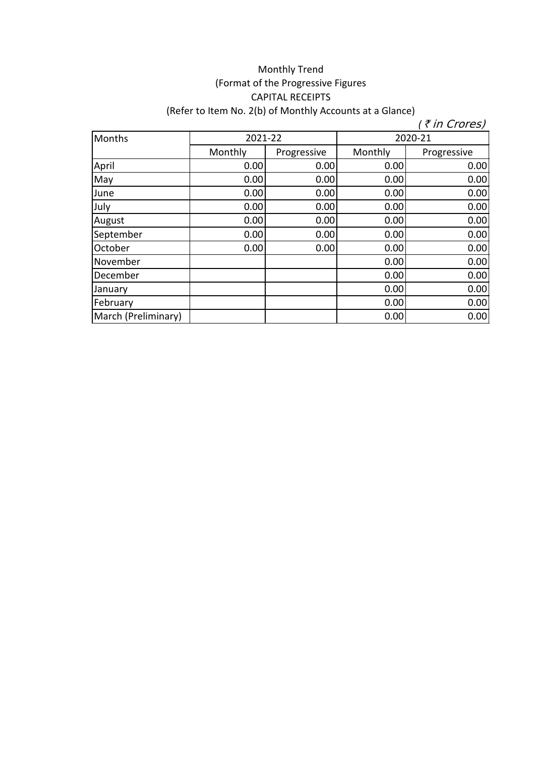Monthly Trend

(Format of the Progressive Figures

CAPITAL RECEIPTS

(Refer to Item No. 2(b) of Monthly Accounts at a Glance)

*(₹ in Crores)*

| Months | 2021-22 | | 2020-21 | |
|---|---|---|---|---|
| | Monthly | Progressive | Monthly | Progressive |
| April | 0.00 | 0.00 | 0.00 | 0.00 |
| May | 0.00 | 0.00 | 0.00 | 0.00 |
| June | 0.00 | 0.00 | 0.00 | 0.00 |
| July | 0.00 | 0.00 | 0.00 | 0.00 |
| August | 0.00 | 0.00 | 0.00 | 0.00 |
| September | 0.00 | 0.00 | 0.00 | 0.00 |
| October | 0.00 | 0.00 | 0.00 | 0.00 |
| November | | | 0.00 | 0.00 |
| December | | | 0.00 | 0.00 |
| January | | | 0.00 | 0.00 |
| February | | | 0.00 | 0.00 |
| March (Preliminary) | | | 0.00 | 0.00 |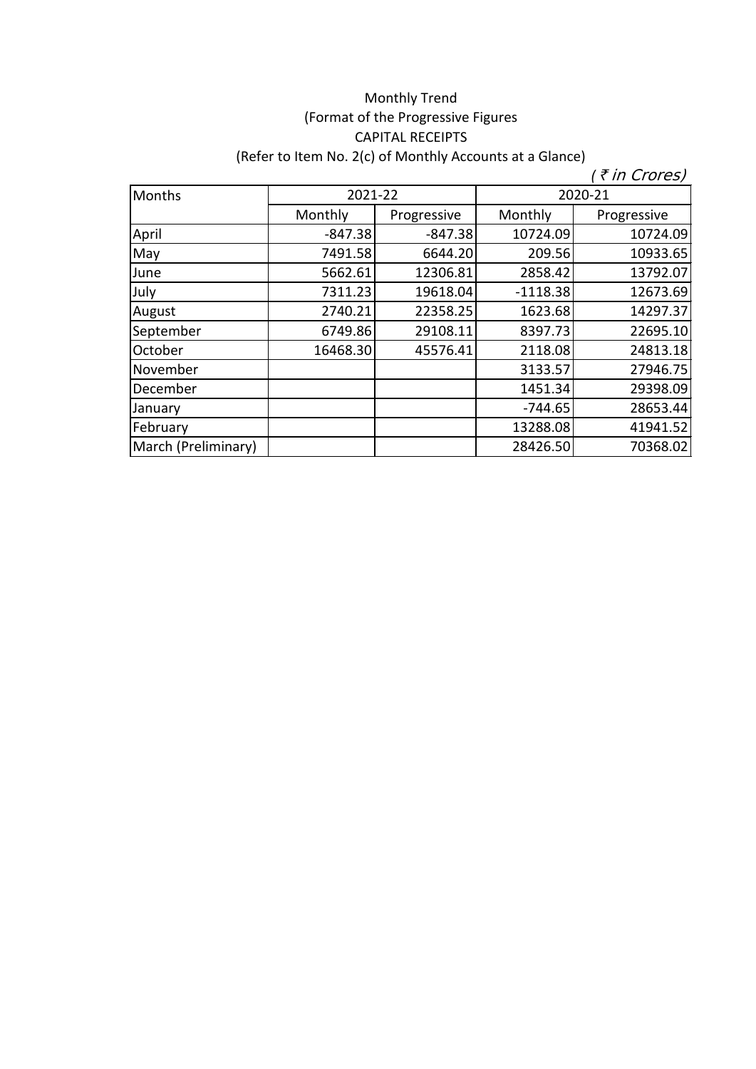Monthly Trend

(Format of the Progressive Figures

CAPITAL RECEIPTS

(Refer to Item No. 2(c) of Monthly Accounts at a Glance)

*( ₹ in Crores)*

| Months | 2021-22 | | 2020-21 | |
|---|---|---|---|---|
| | Monthly | Progressive | Monthly | Progressive |
| April | -847.38 | -847.38 | 10724.09 | 10724.09 |
| May | 7491.58 | 6644.20 | 209.56 | 10933.65 |
| June | 5662.61 | 12306.81 | 2858.42 | 13792.07 |
| July | 7311.23 | 19618.04 | -1118.38 | 12673.69 |
| August | 2740.21 | 22358.25 | 1623.68 | 14297.37 |
| September | 6749.86 | 29108.11 | 8397.73 | 22695.10 |
| October | 16468.30 | 45576.41 | 2118.08 | 24813.18 |
| November | | | 3133.57 | 27946.75 |
| December | | | 1451.34 | 29398.09 |
| January | | | -744.65 | 28653.44 |
| February | | | 13288.08 | 41941.52 |
| March (Preliminary) | | | 28426.50 | 70368.02 |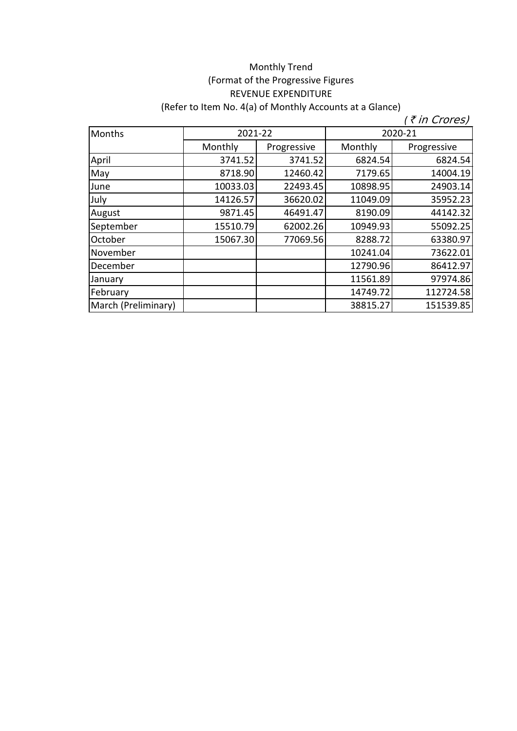Monthly Trend

(Format of the Progressive Figures

REVENUE EXPENDITURE

(Refer to Item No. 4(a) of Monthly Accounts at a Glance)

*( ₹ in Crores)*

| Months | 2021-22 | | 2020-21 | |
|---|---|---|---|---|
| | Monthly | Progressive | Monthly | Progressive |
| April | 3741.52 | 3741.52 | 6824.54 | 6824.54 |
| May | 8718.90 | 12460.42 | 7179.65 | 14004.19 |
| June | 10033.03 | 22493.45 | 10898.95 | 24903.14 |
| July | 14126.57 | 36620.02 | 11049.09 | 35952.23 |
| August | 9871.45 | 46491.47 | 8190.09 | 44142.32 |
| September | 15510.79 | 62002.26 | 10949.93 | 55092.25 |
| October | 15067.30 | 77069.56 | 8288.72 | 63380.97 |
| November | | | 10241.04 | 73622.01 |
| December | | | 12790.96 | 86412.97 |
| January | | | 11561.89 | 97974.86 |
| February | | | 14749.72 | 112724.58 |
| March (Preliminary) | | | 38815.27 | 151539.85 |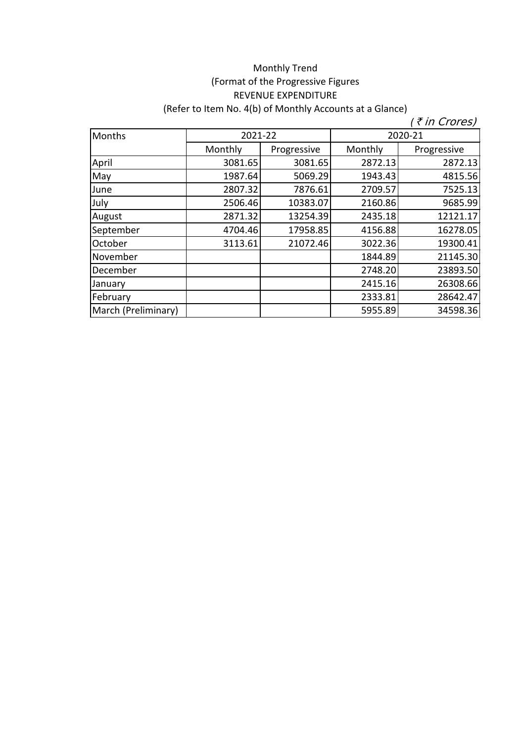Monthly Trend

(Format of the Progressive Figures

REVENUE EXPENDITURE

(Refer to Item No. 4(b) of Monthly Accounts at a Glance)

*( ₹ in Crores)*

| Months | 2021-22 | | 2020-21 | |
|---|---|---|---|---|
| | Monthly | Progressive | Monthly | Progressive |
| April | 3081.65 | 3081.65 | 2872.13 | 2872.13 |
| May | 1987.64 | 5069.29 | 1943.43 | 4815.56 |
| June | 2807.32 | 7876.61 | 2709.57 | 7525.13 |
| July | 2506.46 | 10383.07 | 2160.86 | 9685.99 |
| August | 2871.32 | 13254.39 | 2435.18 | 12121.17 |
| September | 4704.46 | 17958.85 | 4156.88 | 16278.05 |
| October | 3113.61 | 21072.46 | 3022.36 | 19300.41 |
| November | | | 1844.89 | 21145.30 |
| December | | | 2748.20 | 23893.50 |
| January | | | 2415.16 | 26308.66 |
| February | | | 2333.81 | 28642.47 |
| March (Preliminary) | | | 5955.89 | 34598.36 |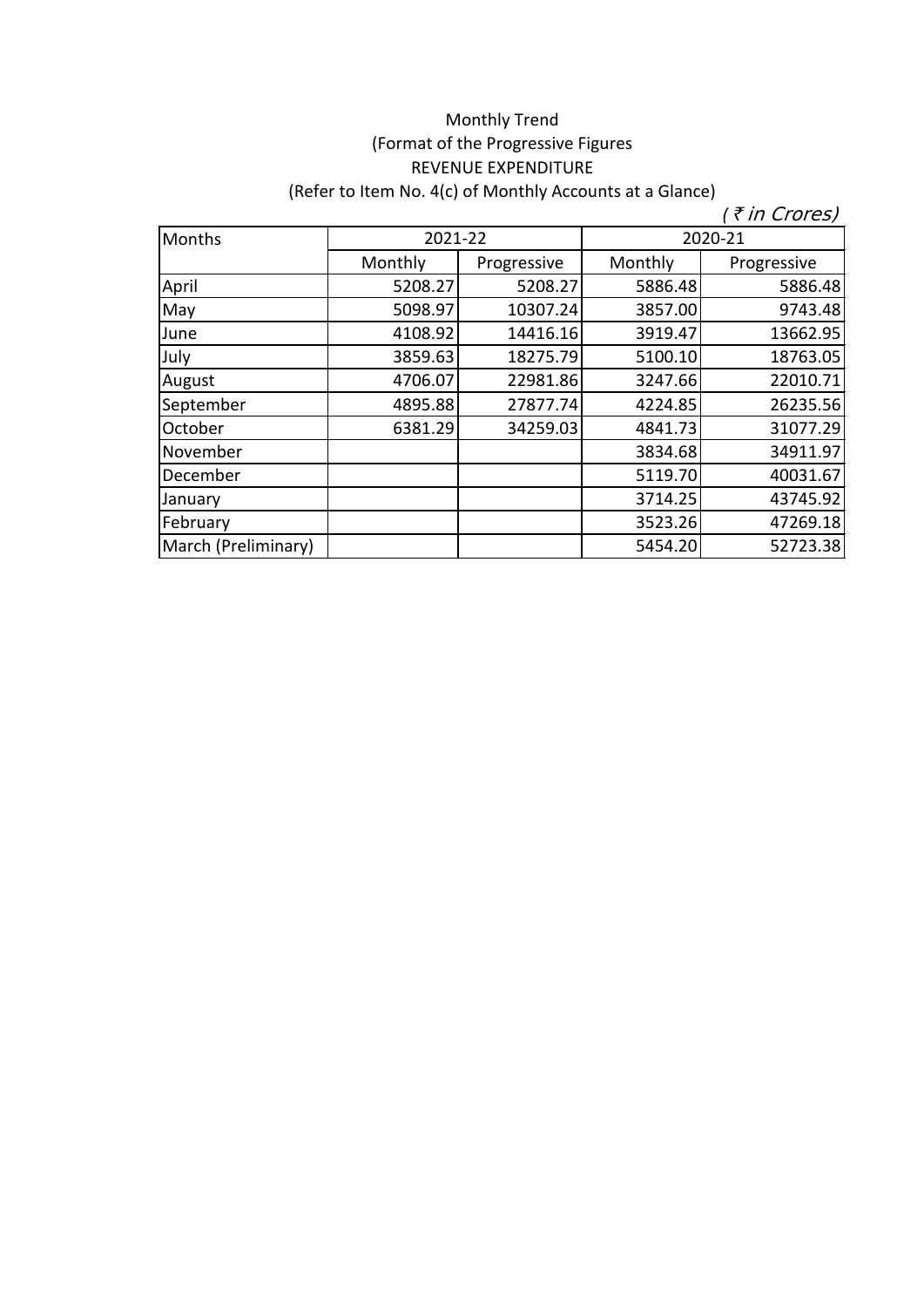Monthly Trend

(Format of the Progressive Figures

REVENUE EXPENDITURE

(Refer to Item No. 4(c) of Monthly Accounts at a Glance)

*( ₹ in Crores)*

| Months | 2021-22 | | 2020-21 | |
|---|---|---|---|---|
| | Monthly | Progressive | Monthly | Progressive |
| April | 5208.27 | 5208.27 | 5886.48 | 5886.48 |
| May | 5098.97 | 10307.24 | 3857.00 | 9743.48 |
| June | 4108.92 | 14416.16 | 3919.47 | 13662.95 |
| July | 3859.63 | 18275.79 | 5100.10 | 18763.05 |
| August | 4706.07 | 22981.86 | 3247.66 | 22010.71 |
| September | 4895.88 | 27877.74 | 4224.85 | 26235.56 |
| October | 6381.29 | 34259.03 | 4841.73 | 31077.29 |
| November | | | 3834.68 | 34911.97 |
| December | | | 5119.70 | 40031.67 |
| January | | | 3714.25 | 43745.92 |
| February | | | 3523.26 | 47269.18 |
| March (Preliminary) | | | 5454.20 | 52723.38 |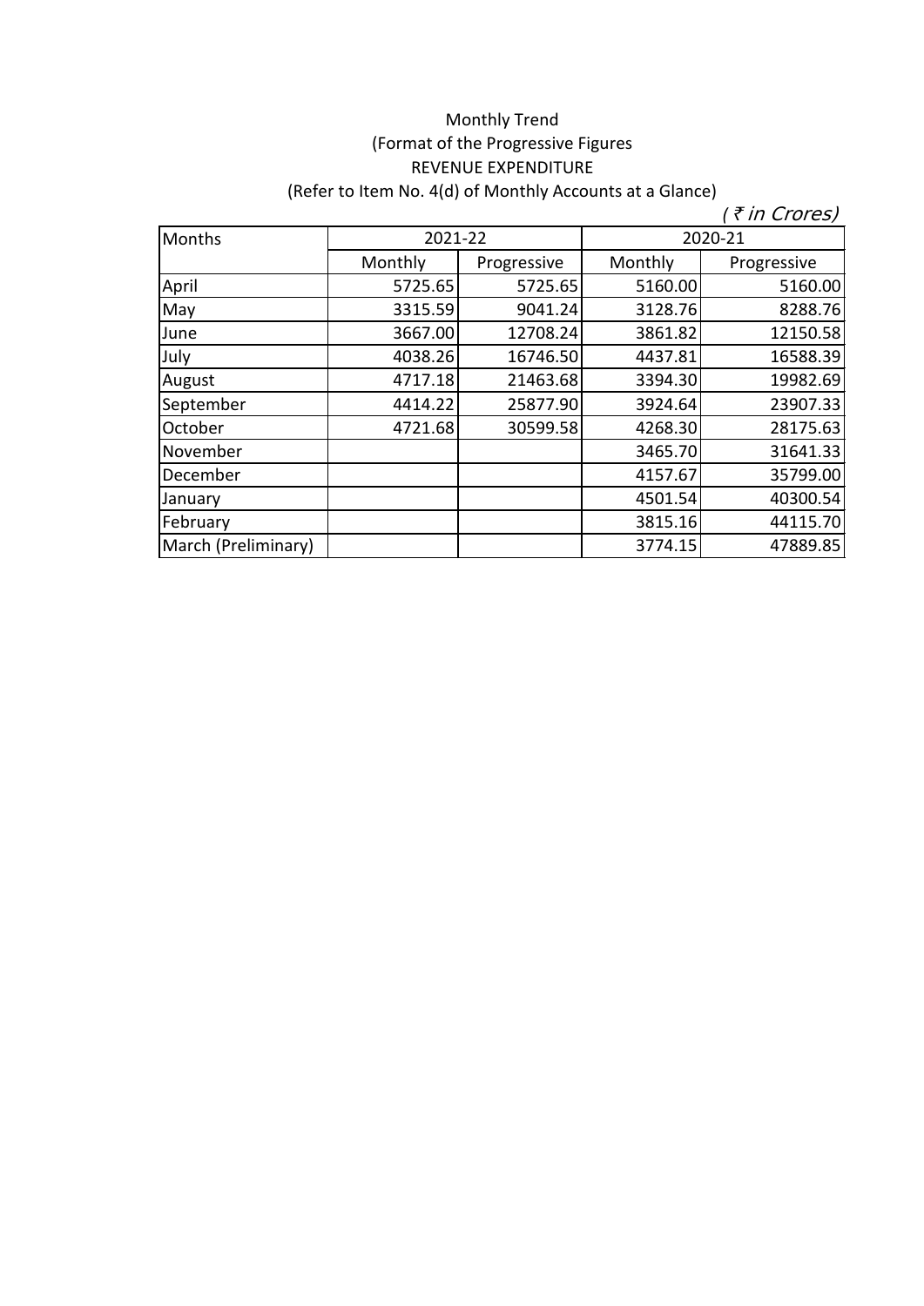Monthly Trend

(Format of the Progressive Figures

REVENUE EXPENDITURE

(Refer to Item No. 4(d) of Monthly Accounts at a Glance)

*( ₹ in Crores)*

| Months | 2021-22 | | 2020-21 | |
|---|---|---|---|---|
| | Monthly | Progressive | Monthly | Progressive |
| April | 5725.65 | 5725.65 | 5160.00 | 5160.00 |
| May | 3315.59 | 9041.24 | 3128.76 | 8288.76 |
| June | 3667.00 | 12708.24 | 3861.82 | 12150.58 |
| July | 4038.26 | 16746.50 | 4437.81 | 16588.39 |
| August | 4717.18 | 21463.68 | 3394.30 | 19982.69 |
| September | 4414.22 | 25877.90 | 3924.64 | 23907.33 |
| October | 4721.68 | 30599.58 | 4268.30 | 28175.63 |
| November | | | 3465.70 | 31641.33 |
| December | | | 4157.67 | 35799.00 |
| January | | | 4501.54 | 40300.54 |
| February | | | 3815.16 | 44115.70 |
| March (Preliminary) | | | 3774.15 | 47889.85 |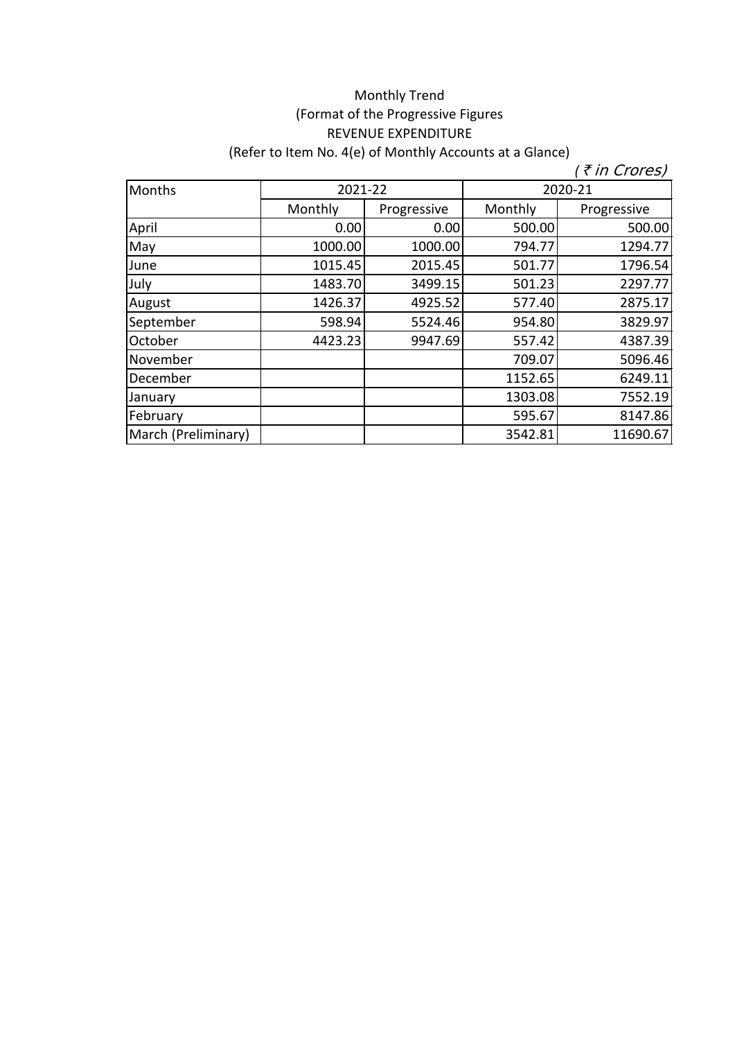Monthly Trend

(Format of the Progressive Figures

REVENUE EXPENDITURE

(Refer to Item No. 4(e) of Monthly Accounts at a Glance)

*( ₹ in Crores)*

| Months | 2021-22 | | 2020-21 | |
|---|---|---|---|---|
| | Monthly | Progressive | Monthly | Progressive |
| April | 0.00 | 0.00 | 500.00 | 500.00 |
| May | 1000.00 | 1000.00 | 794.77 | 1294.77 |
| June | 1015.45 | 2015.45 | 501.77 | 1796.54 |
| July | 1483.70 | 3499.15 | 501.23 | 2297.77 |
| August | 1426.37 | 4925.52 | 577.40 | 2875.17 |
| September | 598.94 | 5524.46 | 954.80 | 3829.97 |
| October | 4423.23 | 9947.69 | 557.42 | 4387.39 |
| November | | | 709.07 | 5096.46 |
| December | | | 1152.65 | 6249.11 |
| January | | | 1303.08 | 7552.19 |
| February | | | 595.67 | 8147.86 |
| March (Preliminary) | | | 3542.81 | 11690.67 |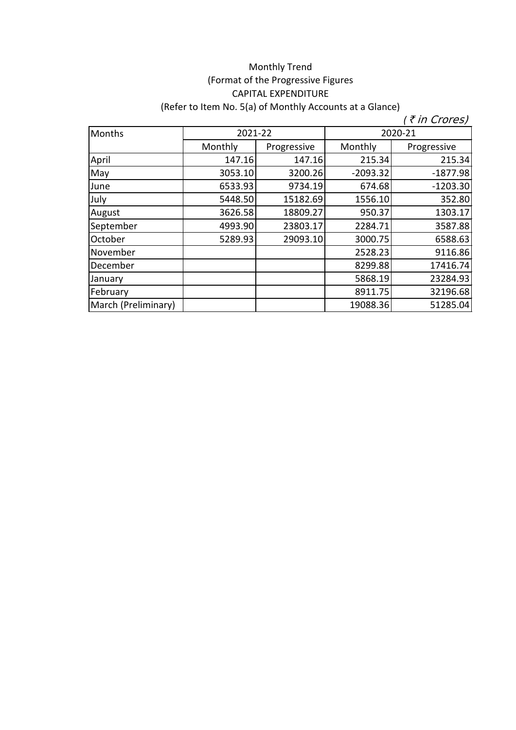Monthly Trend

(Format of the Progressive Figures

CAPITAL EXPENDITURE

(Refer to Item No. 5(a) of Monthly Accounts at a Glance)

*(₹ in Crores)*

| Months | 2021-22 | | 2020-21 | |
|---|---|---|---|---|
| | Monthly | Progressive | Monthly | Progressive |
| April | 147.16 | 147.16 | 215.34 | 215.34 |
| May | 3053.10 | 3200.26 | -2093.32 | -1877.98 |
| June | 6533.93 | 9734.19 | 674.68 | -1203.30 |
| July | 5448.50 | 15182.69 | 1556.10 | 352.80 |
| August | 3626.58 | 18809.27 | 950.37 | 1303.17 |
| September | 4993.90 | 23803.17 | 2284.71 | 3587.88 |
| October | 5289.93 | 29093.10 | 3000.75 | 6588.63 |
| November | | | 2528.23 | 9116.86 |
| December | | | 8299.88 | 17416.74 |
| January | | | 5868.19 | 23284.93 |
| February | | | 8911.75 | 32196.68 |
| March (Preliminary) | | | 19088.36 | 51285.04 |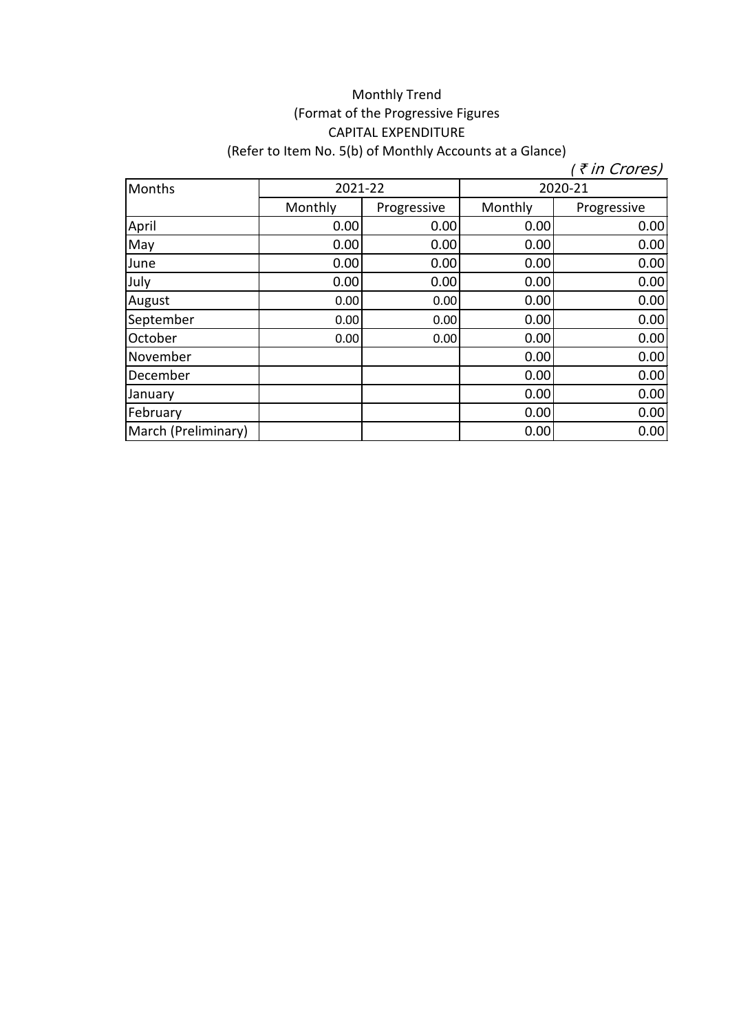Monthly Trend

(Format of the Progressive Figures

CAPITAL EXPENDITURE

(Refer to Item No. 5(b) of Monthly Accounts at a Glance)

*(₹ in Crores)*

| Months | 2021-22 | | 2020-21 | |
|---|---|---|---|---|
| | Monthly | Progressive | Monthly | Progressive |
| April | 0.00 | 0.00 | 0.00 | 0.00 |
| May | 0.00 | 0.00 | 0.00 | 0.00 |
| June | 0.00 | 0.00 | 0.00 | 0.00 |
| July | 0.00 | 0.00 | 0.00 | 0.00 |
| August | 0.00 | 0.00 | 0.00 | 0.00 |
| September | 0.00 | 0.00 | 0.00 | 0.00 |
| October | 0.00 | 0.00 | 0.00 | 0.00 |
| November | | | 0.00 | 0.00 |
| December | | | 0.00 | 0.00 |
| January | | | 0.00 | 0.00 |
| February | | | 0.00 | 0.00 |
| March (Preliminary) | | | 0.00 | 0.00 |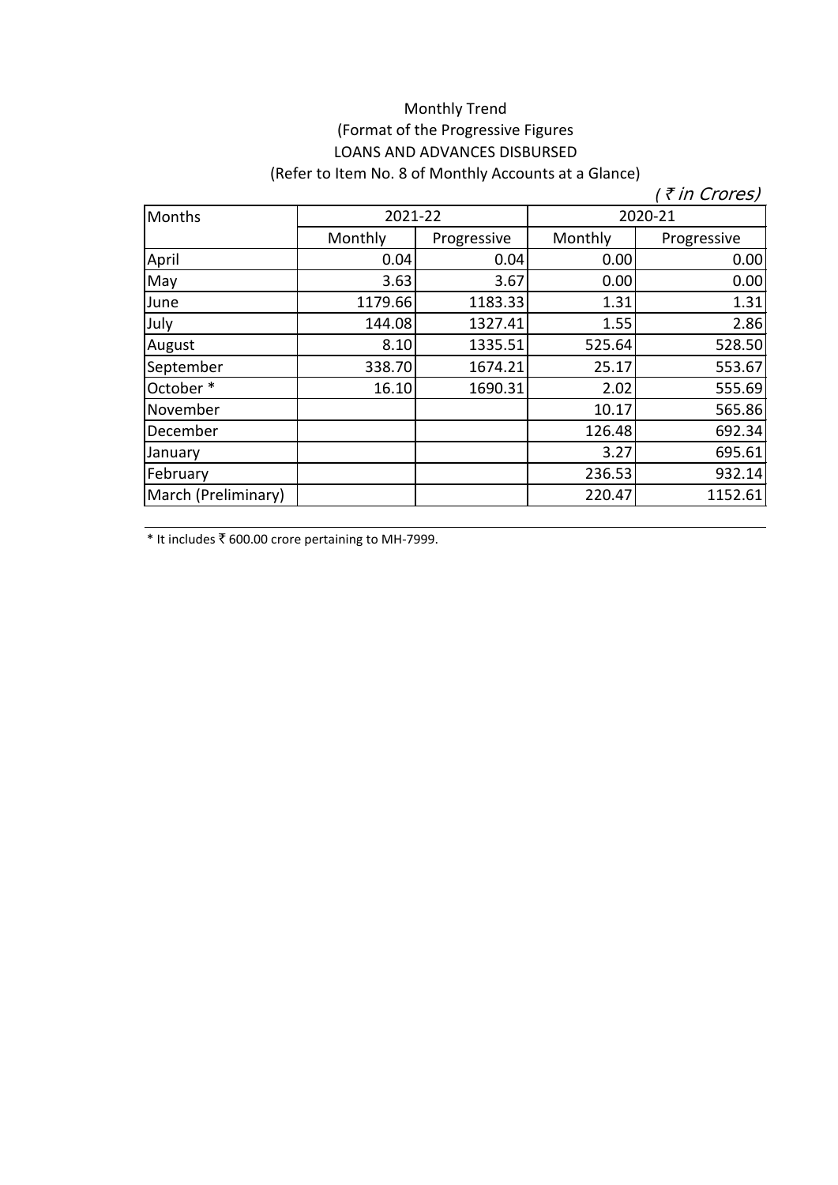Monthly Trend

(Format of the Progressive Figures

LOANS AND ADVANCES DISBURSED

(Refer to Item No. 8 of Monthly Accounts at a Glance)

*( ₹ in Crores)*

| Months | 2021-22 | | 2020-21 | |
|---|---|---|---|---|
| | Monthly | Progressive | Monthly | Progressive |
| April | 0.04 | 0.04 | 0.00 | 0.00 |
| May | 3.63 | 3.67 | 0.00 | 0.00 |
| June | 1179.66 | 1183.33 | 1.31 | 1.31 |
| July | 144.08 | 1327.41 | 1.55 | 2.86 |
| August | 8.10 | 1335.51 | 525.64 | 528.50 |
| September | 338.70 | 1674.21 | 25.17 | 553.67 |
| October * | 16.10 | 1690.31 | 2.02 | 555.69 |
| November | | | 10.17 | 565.86 |
| December | | | 126.48 | 692.34 |
| January | | | 3.27 | 695.61 |
| February | | | 236.53 | 932.14 |
| March (Preliminary) | | | 220.47 | 1152.61 |

* It includes ₹ 600.00 crore pertaining to MH-7999.